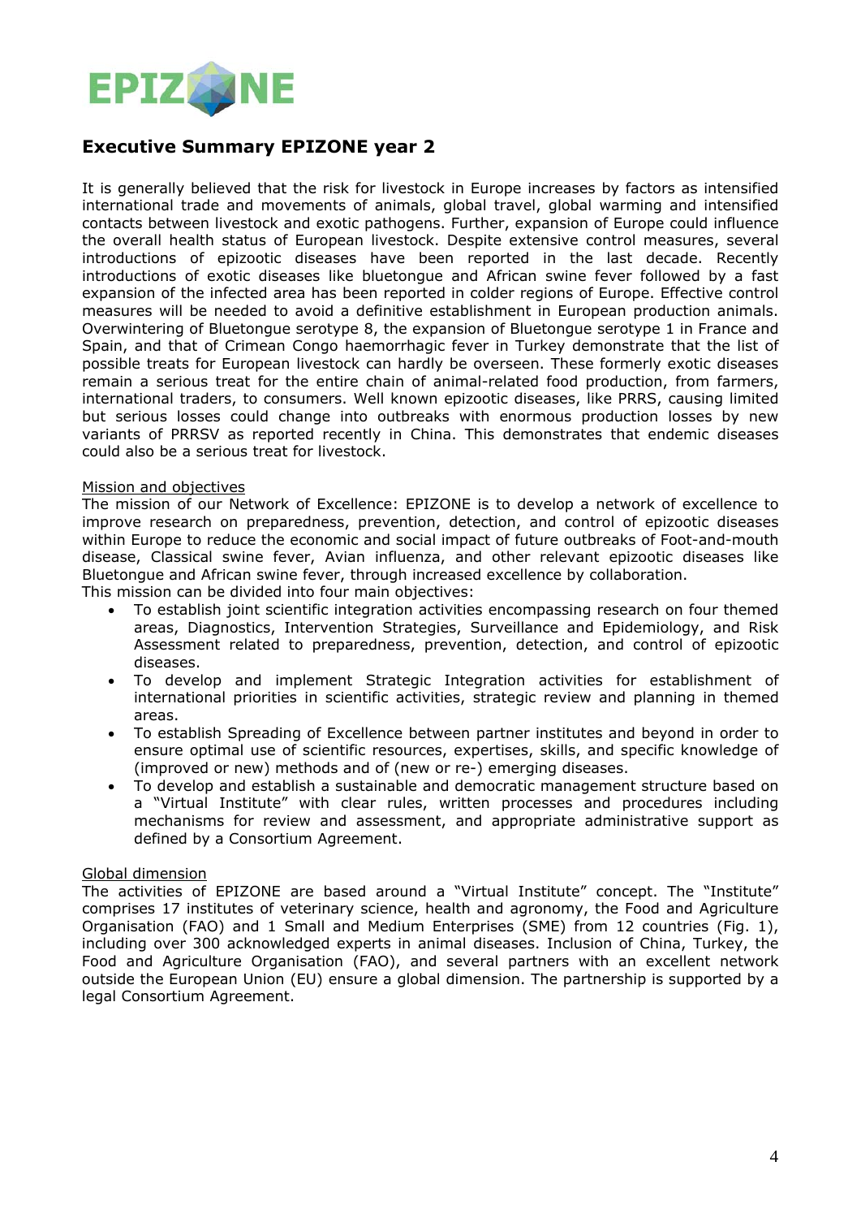EPIZONE

## Executive Summary EPIZONE year 2

It is generally believed that the risk for livestock in Europe increases by factors as intensified international trade and movements of animals, global travel, global warming and intensified contacts between livestock and exotic pathogens. Further, expansion of Europe could influence the overall health status of European livestock. Despite extensive control measures, several introductions of epizootic diseases have been reported in the last decade. Recently introductions of exotic diseases like bluetongue and African swine fever followed by a fast expansion of the infected area has been reported in colder regions of Europe. Effective control measures will be needed to avoid a definitive establishment in European production animals. Overwintering of Bluetongue serotype 8, the expansion of Bluetongue serotype 1 in France and Spain, and that of Crimean Congo haemorrhagic fever in Turkey demonstrate that the list of possible treats for European livestock can hardly be overseen. These formerly exotic diseases remain a serious treat for the entire chain of animal-related food production, from farmers, international traders, to consumers. Well known epizootic diseases, like PRRS, causing limited but serious losses could change into outbreaks with enormous production losses by new variants of PRRSV as reported recently in China. This demonstrates that endemic diseases could also be a serious treat for livestock.

Mission and objectives

The mission of our Network of Excellence: EPIZONE is to develop a network of excellence to improve research on preparedness, prevention, detection, and control of epizootic diseases within Europe to reduce the economic and social impact of future outbreaks of Foot-and-mouth disease, Classical swine fever, Avian influenza, and other relevant epizootic diseases like Bluetongue and African swine fever, through increased excellence by collaboration.
This mission can be divided into four main objectives:

- To establish joint scientific integration activities encompassing research on four themed areas, Diagnostics, Intervention Strategies, Surveillance and Epidemiology, and Risk Assessment related to preparedness, prevention, detection, and control of epizootic diseases.
- To develop and implement Strategic Integration activities for establishment of international priorities in scientific activities, strategic review and planning in themed areas.
- To establish Spreading of Excellence between partner institutes and beyond in order to ensure optimal use of scientific resources, expertises, skills, and specific knowledge of (improved or new) methods and of (new or re-) emerging diseases.
- To develop and establish a sustainable and democratic management structure based on a "Virtual Institute" with clear rules, written processes and procedures including mechanisms for review and assessment, and appropriate administrative support as defined by a Consortium Agreement.

Global dimension

The activities of EPIZONE are based around a "Virtual Institute" concept. The "Institute" comprises 17 institutes of veterinary science, health and agronomy, the Food and Agriculture Organisation (FAO) and 1 Small and Medium Enterprises (SME) from 12 countries (Fig. 1), including over 300 acknowledged experts in animal diseases. Inclusion of China, Turkey, the Food and Agriculture Organisation (FAO), and several partners with an excellent network outside the European Union (EU) ensure a global dimension. The partnership is supported by a legal Consortium Agreement.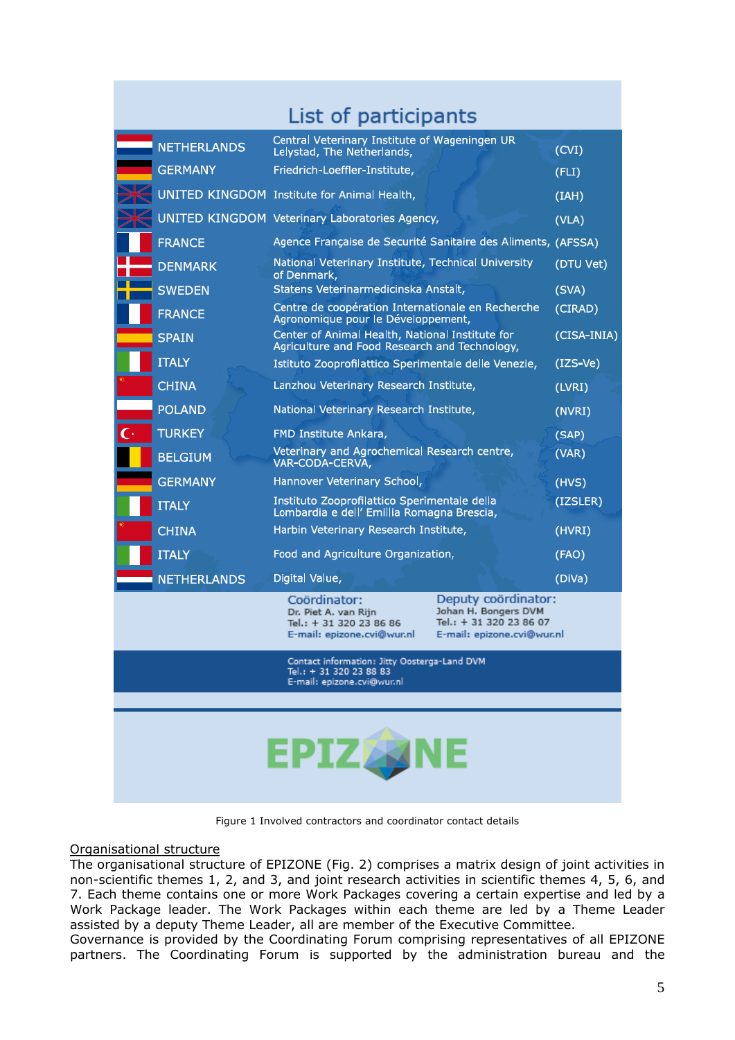## List of participants

| Country | Institute | Abbreviation |
|---|---|---|
| NETHERLANDS | Central Veterinary Institute of Wageningen UR Lelystad, The Netherlands, | (CVI) |
| GERMANY | Friedrich-Loeffler-Institute, | (FLI) |
| UNITED KINGDOM | Institute for Animal Health, | (IAH) |
| UNITED KINGDOM | Veterinary Laboratories Agency, | (VLA) |
| FRANCE | Agence Française de Securité Sanitaire des Aliments, | (AFSSA) |
| DENMARK | National Veterinary Institute, Technical University of Denmark, | (DTU Vet) |
| SWEDEN | Statens Veterinarmedicinska Anstalt, | (SVA) |
| FRANCE | Centre de coopération Internationale en Recherche Agronomique pour le Développement, | (CIRAD) |
| SPAIN | Center of Animal Health, National Institute for Agriculture and Food Research and Technology, | (CISA-INIA) |
| ITALY | Istituto Zooprofilattico Sperimentale delle Venezie, | (IZS-Ve) |
| CHINA | Lanzhou Veterinary Research Institute, | (LVRI) |
| POLAND | National Veterinary Research Institute, | (NVRI) |
| TURKEY | FMD Institute Ankara, | (SAP) |
| BELGIUM | Veterinary and Agrochemical Research centre, VAR-CODA-CERVA, | (VAR) |
| GERMANY | Hannover Veterinary School, | (HVS) |
| ITALY | Instituto Zooprofilattico Sperimentale della Lombardia e dell' Emillia Romagna Brescia, | (IZSLER) |
| CHINA | Harbin Veterinary Research Institute, | (HVRI) |
| ITALY | Food and Agriculture Organization, | (FAO) |
| NETHERLANDS | Digital Value, | (DiVa) |

**Coördinator:**
Dr. Piet A. van Rijn
Tel.: + 31 320 23 86 86
E-mail: epizone.cvi@wur.nl

**Deputy coördinator:**
Johan H. Bongers DVM
Tel.: + 31 320 23 86 07
E-mail: epizone.cvi@wur.nl

Contact information: Jitty Oosterga-Land DVM
Tel.: + 31 320 23 88 83
E-mail: epizone.cvi@wur.nl

EPIZONE

Figure 1 Involved contractors and coordinator contact details

Organisational structure

The organisational structure of EPIZONE (Fig. 2) comprises a matrix design of joint activities in non-scientific themes 1, 2, and 3, and joint research activities in scientific themes 4, 5, 6, and 7. Each theme contains one or more Work Packages covering a certain expertise and led by a Work Package leader. The Work Packages within each theme are led by a Theme Leader assisted by a deputy Theme Leader, all are member of the Executive Committee.
Governance is provided by the Coordinating Forum comprising representatives of all EPIZONE partners. The Coordinating Forum is supported by the administration bureau and the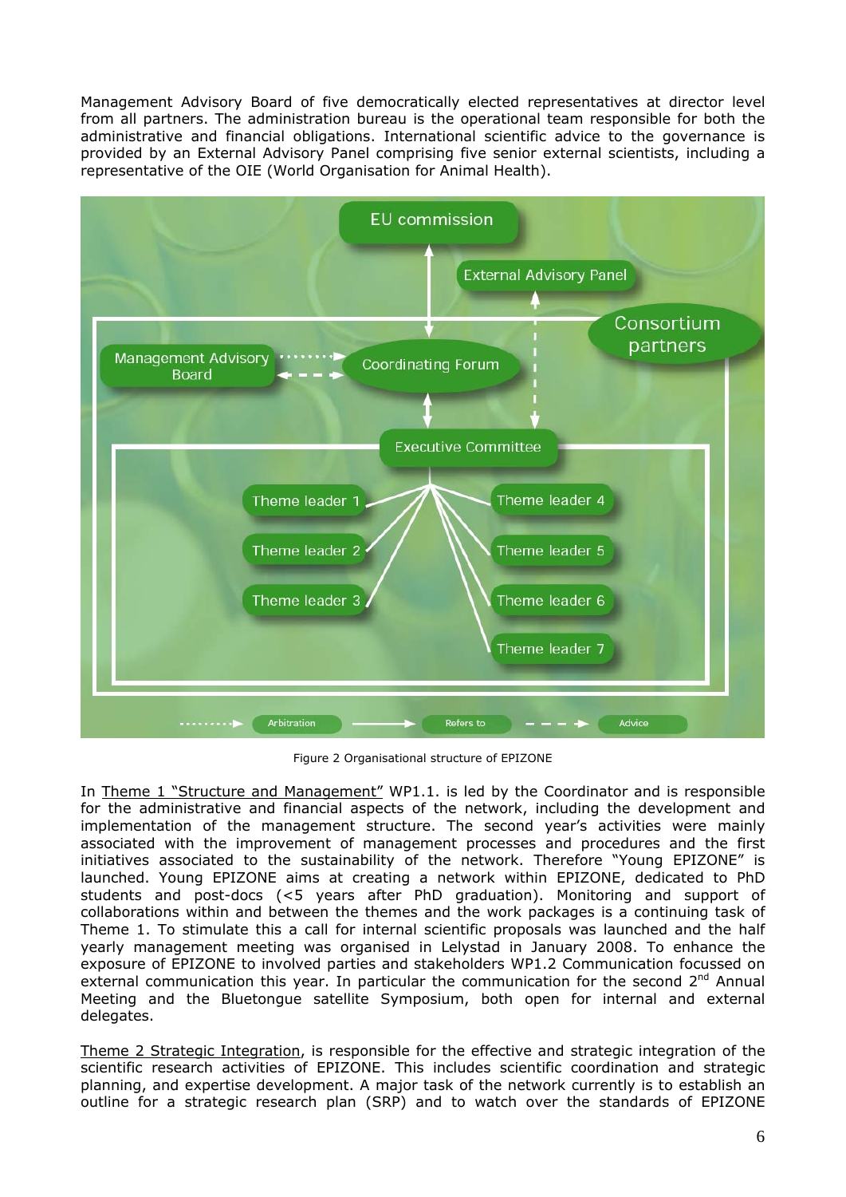Management Advisory Board of five democratically elected representatives at director level from all partners. The administration bureau is the operational team responsible for both the administrative and financial obligations. International scientific advice to the governance is provided by an External Advisory Panel comprising five senior external scientists, including a representative of the OIE (World Organisation for Animal Health).

Figure 2 Organisational structure of EPIZONE

In Theme 1 "Structure and Management" WP1.1. is led by the Coordinator and is responsible for the administrative and financial aspects of the network, including the development and implementation of the management structure. The second year's activities were mainly associated with the improvement of management processes and procedures and the first initiatives associated to the sustainability of the network. Therefore "Young EPIZONE" is launched. Young EPIZONE aims at creating a network within EPIZONE, dedicated to PhD students and post-docs (<5 years after PhD graduation). Monitoring and support of collaborations within and between the themes and the work packages is a continuing task of Theme 1. To stimulate this a call for internal scientific proposals was launched and the half yearly management meeting was organised in Lelystad in January 2008. To enhance the exposure of EPIZONE to involved parties and stakeholders WP1.2 Communication focussed on external communication this year. In particular the communication for the second 2nd Annual Meeting and the Bluetongue satellite Symposium, both open for internal and external delegates.

Theme 2 Strategic Integration, is responsible for the effective and strategic integration of the scientific research activities of EPIZONE. This includes scientific coordination and strategic planning, and expertise development. A major task of the network currently is to establish an outline for a strategic research plan (SRP) and to watch over the standards of EPIZONE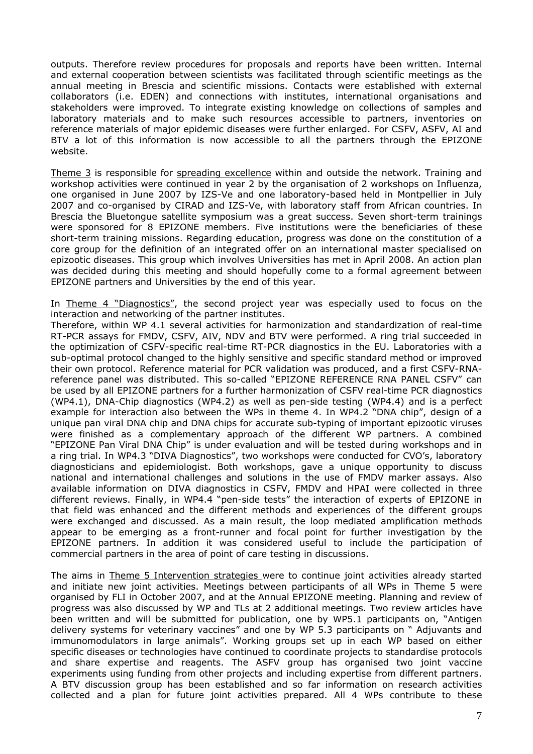outputs. Therefore review procedures for proposals and reports have been written. Internal and external cooperation between scientists was facilitated through scientific meetings as the annual meeting in Brescia and scientific missions. Contacts were established with external collaborators (i.e. EDEN) and connections with institutes, international organisations and stakeholders were improved. To integrate existing knowledge on collections of samples and laboratory materials and to make such resources accessible to partners, inventories on reference materials of major epidemic diseases were further enlarged. For CSFV, ASFV, AI and BTV a lot of this information is now accessible to all the partners through the EPIZONE website.

Theme 3 is responsible for spreading excellence within and outside the network. Training and workshop activities were continued in year 2 by the organisation of 2 workshops on Influenza, one organised in June 2007 by IZS-Ve and one laboratory-based held in Montpellier in July 2007 and co-organised by CIRAD and IZS-Ve, with laboratory staff from African countries. In Brescia the Bluetongue satellite symposium was a great success. Seven short-term trainings were sponsored for 8 EPIZONE members. Five institutions were the beneficiaries of these short-term training missions. Regarding education, progress was done on the constitution of a core group for the definition of an integrated offer on an international master specialised on epizootic diseases. This group which involves Universities has met in April 2008. An action plan was decided during this meeting and should hopefully come to a formal agreement between EPIZONE partners and Universities by the end of this year.

In Theme 4 "Diagnostics", the second project year was especially used to focus on the interaction and networking of the partner institutes.

Therefore, within WP 4.1 several activities for harmonization and standardization of real-time RT-PCR assays for FMDV, CSFV, AIV, NDV and BTV were performed. A ring trial succeeded in the optimization of CSFV-specific real-time RT-PCR diagnostics in the EU. Laboratories with a sub-optimal protocol changed to the highly sensitive and specific standard method or improved their own protocol. Reference material for PCR validation was produced, and a first CSFV-RNA-reference panel was distributed. This so-called "EPIZONE REFERENCE RNA PANEL CSFV" can be used by all EPIZONE partners for a further harmonization of CSFV real-time PCR diagnostics (WP4.1), DNA-Chip diagnostics (WP4.2) as well as pen-side testing (WP4.4) and is a perfect example for interaction also between the WPs in theme 4. In WP4.2 "DNA chip", design of a unique pan viral DNA chip and DNA chips for accurate sub-typing of important epizootic viruses were finished as a complementary approach of the different WP partners. A combined "EPIZONE Pan Viral DNA Chip" is under evaluation and will be tested during workshops and in a ring trial. In WP4.3 "DIVA Diagnostics", two workshops were conducted for CVO's, laboratory diagnosticians and epidemiologist. Both workshops, gave a unique opportunity to discuss national and international challenges and solutions in the use of FMDV marker assays. Also available information on DIVA diagnostics in CSFV, FMDV and HPAI were collected in three different reviews. Finally, in WP4.4 "pen-side tests" the interaction of experts of EPIZONE in that field was enhanced and the different methods and experiences of the different groups were exchanged and discussed. As a main result, the loop mediated amplification methods appear to be emerging as a front-runner and focal point for further investigation by the EPIZONE partners. In addition it was considered useful to include the participation of commercial partners in the area of point of care testing in discussions.

The aims in Theme 5 Intervention strategies were to continue joint activities already started and initiate new joint activities. Meetings between participants of all WPs in Theme 5 were organised by FLI in October 2007, and at the Annual EPIZONE meeting. Planning and review of progress was also discussed by WP and TLs at 2 additional meetings. Two review articles have been written and will be submitted for publication, one by WP5.1 participants on, "Antigen delivery systems for veterinary vaccines" and one by WP 5.3 participants on " Adjuvants and immunomodulators in large animals". Working groups set up in each WP based on either specific diseases or technologies have continued to coordinate projects to standardise protocols and share expertise and reagents. The ASFV group has organised two joint vaccine experiments using funding from other projects and including expertise from different partners. A BTV discussion group has been established and so far information on research activities collected and a plan for future joint activities prepared. All 4 WPs contribute to these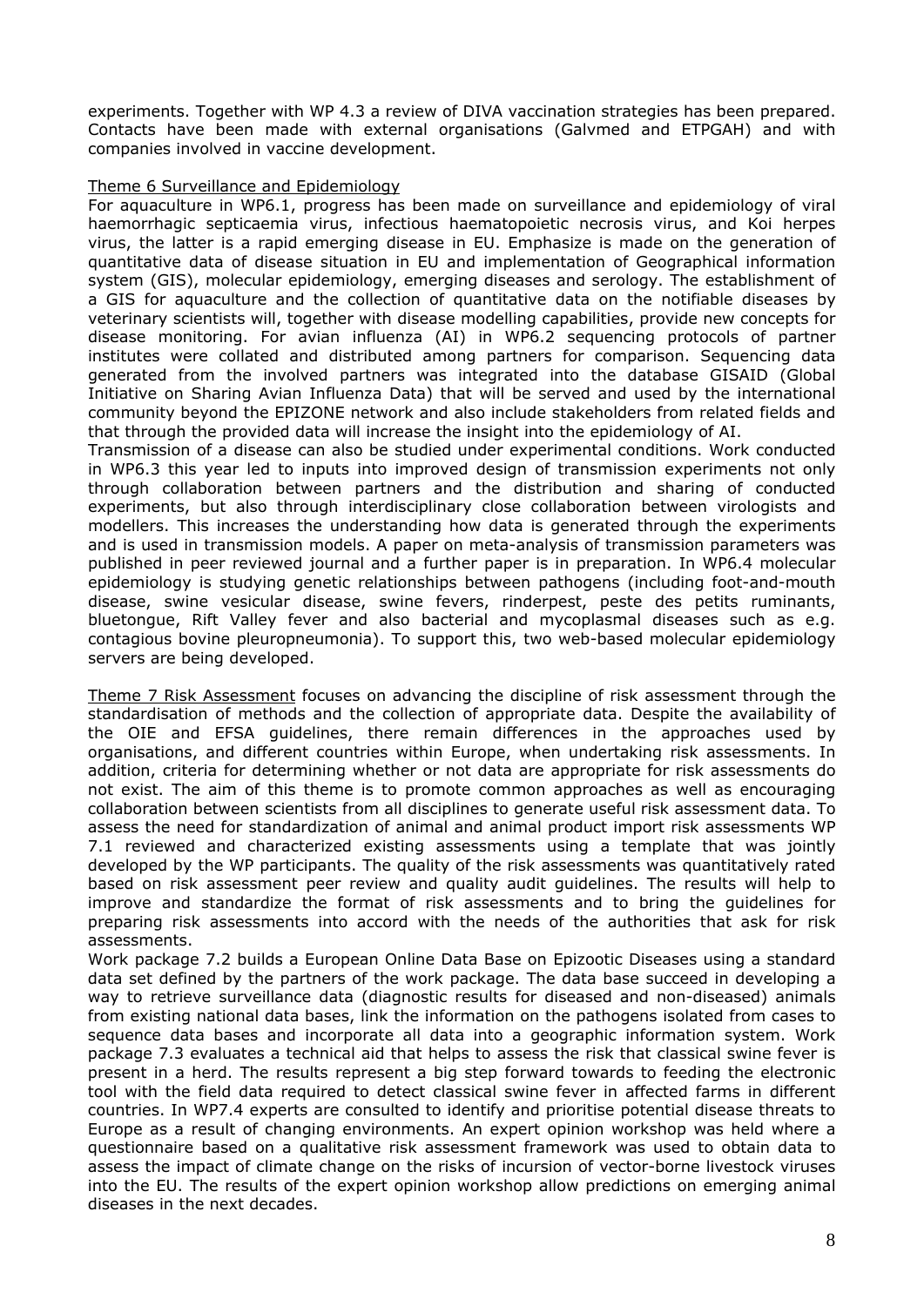experiments. Together with WP 4.3 a review of DIVA vaccination strategies has been prepared. Contacts have been made with external organisations (Galvmed and ETPGAH) and with companies involved in vaccine development.

Theme 6 Surveillance and Epidemiology

For aquaculture in WP6.1, progress has been made on surveillance and epidemiology of viral haemorrhagic septicaemia virus, infectious haematopoietic necrosis virus, and Koi herpes virus, the latter is a rapid emerging disease in EU. Emphasize is made on the generation of quantitative data of disease situation in EU and implementation of Geographical information system (GIS), molecular epidemiology, emerging diseases and serology. The establishment of a GIS for aquaculture and the collection of quantitative data on the notifiable diseases by veterinary scientists will, together with disease modelling capabilities, provide new concepts for disease monitoring. For avian influenza (AI) in WP6.2 sequencing protocols of partner institutes were collated and distributed among partners for comparison. Sequencing data generated from the involved partners was integrated into the database GISAID (Global Initiative on Sharing Avian Influenza Data) that will be served and used by the international community beyond the EPIZONE network and also include stakeholders from related fields and that through the provided data will increase the insight into the epidemiology of AI.

Transmission of a disease can also be studied under experimental conditions. Work conducted in WP6.3 this year led to inputs into improved design of transmission experiments not only through collaboration between partners and the distribution and sharing of conducted experiments, but also through interdisciplinary close collaboration between virologists and modellers. This increases the understanding how data is generated through the experiments and is used in transmission models. A paper on meta-analysis of transmission parameters was published in peer reviewed journal and a further paper is in preparation. In WP6.4 molecular epidemiology is studying genetic relationships between pathogens (including foot-and-mouth disease, swine vesicular disease, swine fevers, rinderpest, peste des petits ruminants, bluetongue, Rift Valley fever and also bacterial and mycoplasmal diseases such as e.g. contagious bovine pleuropneumonia). To support this, two web-based molecular epidemiology servers are being developed.

Theme 7 Risk Assessment focuses on advancing the discipline of risk assessment through the standardisation of methods and the collection of appropriate data. Despite the availability of the OIE and EFSA guidelines, there remain differences in the approaches used by organisations, and different countries within Europe, when undertaking risk assessments. In addition, criteria for determining whether or not data are appropriate for risk assessments do not exist. The aim of this theme is to promote common approaches as well as encouraging collaboration between scientists from all disciplines to generate useful risk assessment data. To assess the need for standardization of animal and animal product import risk assessments WP 7.1 reviewed and characterized existing assessments using a template that was jointly developed by the WP participants. The quality of the risk assessments was quantitatively rated based on risk assessment peer review and quality audit guidelines. The results will help to improve and standardize the format of risk assessments and to bring the guidelines for preparing risk assessments into accord with the needs of the authorities that ask for risk assessments.

Work package 7.2 builds a European Online Data Base on Epizootic Diseases using a standard data set defined by the partners of the work package. The data base succeed in developing a way to retrieve surveillance data (diagnostic results for diseased and non-diseased) animals from existing national data bases, link the information on the pathogens isolated from cases to sequence data bases and incorporate all data into a geographic information system. Work package 7.3 evaluates a technical aid that helps to assess the risk that classical swine fever is present in a herd. The results represent a big step forward towards to feeding the electronic tool with the field data required to detect classical swine fever in affected farms in different countries. In WP7.4 experts are consulted to identify and prioritise potential disease threats to Europe as a result of changing environments. An expert opinion workshop was held where a questionnaire based on a qualitative risk assessment framework was used to obtain data to assess the impact of climate change on the risks of incursion of vector-borne livestock viruses into the EU. The results of the expert opinion workshop allow predictions on emerging animal diseases in the next decades.